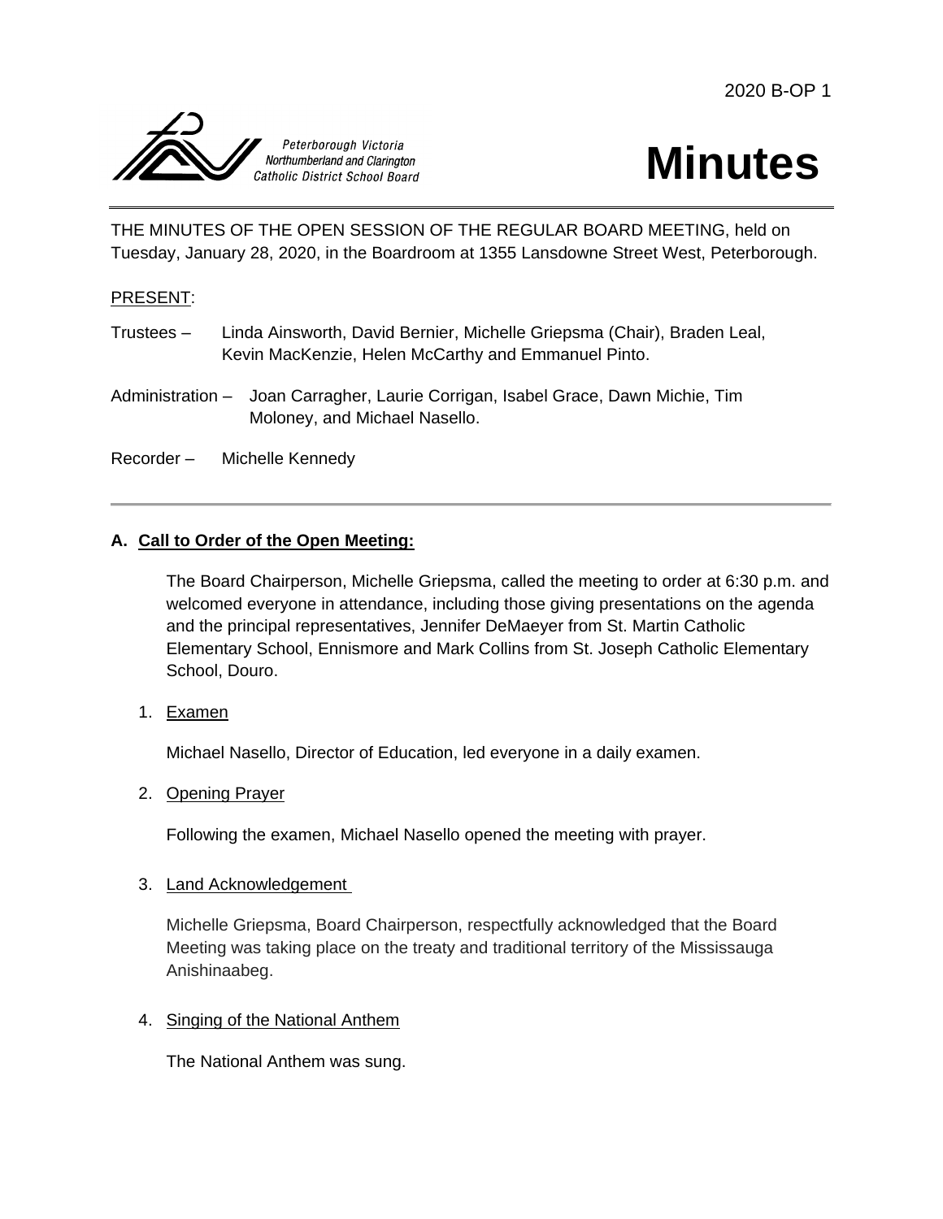2020 B-OP 1

Peterborough Victoria Northumberland and Clarington Catholic District School Board

# Minutes

THE MINUTES OF THE OPEN SESSION OF THE REGULAR BOARD MEETING, held on Tuesday, January 28, 2020, in the Boardroom at 1355 Lansdowne Street West, Peterborough.

PRESENT:

Trustees – Linda Ainsworth, David Bernier, Michelle Griepsma (Chair), Braden Leal, Kevin MacKenzie, Helen McCarthy and Emmanuel Pinto.

Administration – Joan Carragher, Laurie Corrigan, Isabel Grace, Dawn Michie, Tim Moloney, and Michael Nasello.

Recorder – Michelle Kennedy

---

## A. Call to Order of the Open Meeting:

The Board Chairperson, Michelle Griepsma, called the meeting to order at 6:30 p.m. and welcomed everyone in attendance, including those giving presentations on the agenda and the principal representatives, Jennifer DeMaeyer from St. Martin Catholic Elementary School, Ennismore and Mark Collins from St. Joseph Catholic Elementary School, Douro.

1. Examen

   Michael Nasello, Director of Education, led everyone in a daily examen.

2. Opening Prayer

   Following the examen, Michael Nasello opened the meeting with prayer.

3. Land Acknowledgement

   Michelle Griepsma, Board Chairperson, respectfully acknowledged that the Board Meeting was taking place on the treaty and traditional territory of the Mississauga Anishinaabeg.

4. Singing of the National Anthem

   The National Anthem was sung.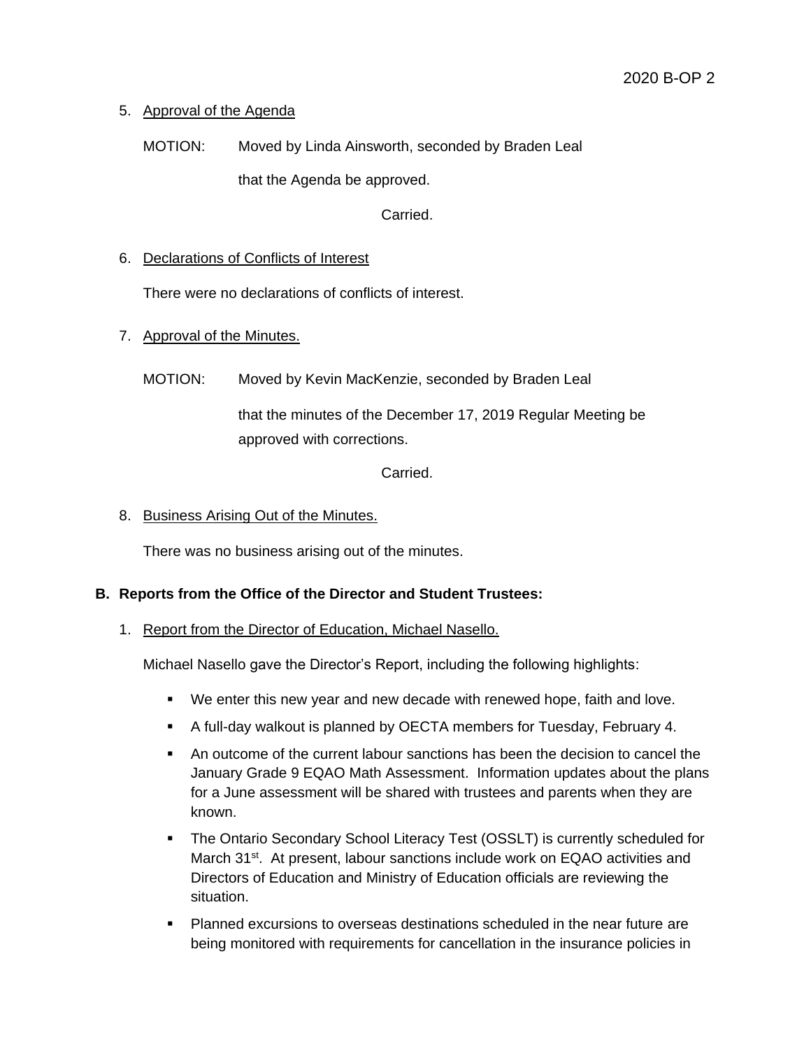5. Approval of the Agenda

   MOTION: Moved by Linda Ainsworth, seconded by Braden Leal

   that the Agenda be approved.

   Carried.

6. Declarations of Conflicts of Interest

   There were no declarations of conflicts of interest.

7. Approval of the Minutes.

   MOTION: Moved by Kevin MacKenzie, seconded by Braden Leal

   that the minutes of the December 17, 2019 Regular Meeting be approved with corrections.

   Carried.

8. Business Arising Out of the Minutes.

   There was no business arising out of the minutes.

## B. Reports from the Office of the Director and Student Trustees:

1. Report from the Director of Education, Michael Nasello.

   Michael Nasello gave the Director's Report, including the following highlights:

   - We enter this new year and new decade with renewed hope, faith and love.
   - A full-day walkout is planned by OECTA members for Tuesday, February 4.
   - An outcome of the current labour sanctions has been the decision to cancel the January Grade 9 EQAO Math Assessment. Information updates about the plans for a June assessment will be shared with trustees and parents when they are known.
   - The Ontario Secondary School Literacy Test (OSSLT) is currently scheduled for March 31st. At present, labour sanctions include work on EQAO activities and Directors of Education and Ministry of Education officials are reviewing the situation.
   - Planned excursions to overseas destinations scheduled in the near future are being monitored with requirements for cancellation in the insurance policies in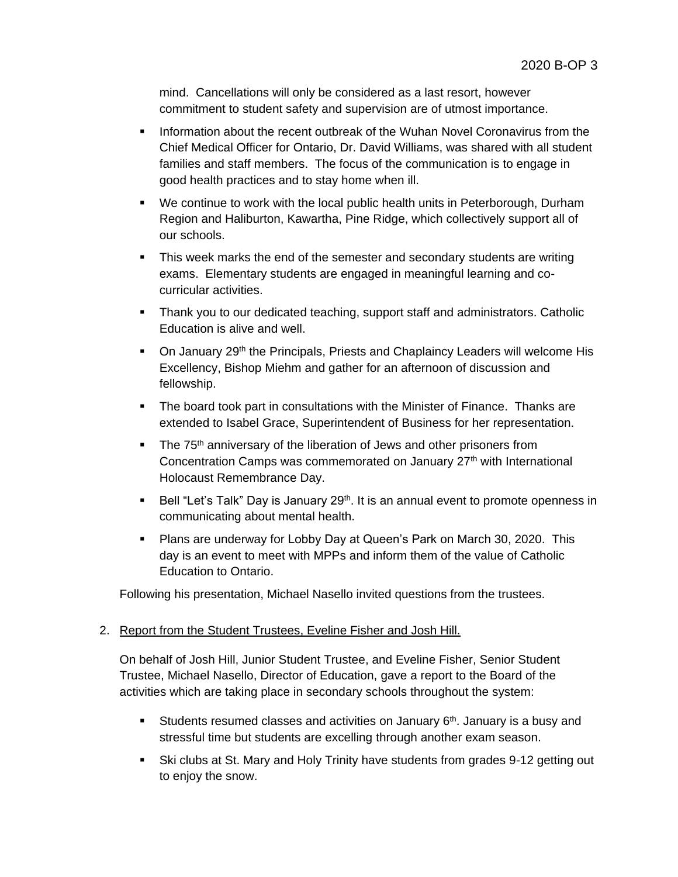mind. Cancellations will only be considered as a last resort, however commitment to student safety and supervision are of utmost importance.

- Information about the recent outbreak of the Wuhan Novel Coronavirus from the Chief Medical Officer for Ontario, Dr. David Williams, was shared with all student families and staff members. The focus of the communication is to engage in good health practices and to stay home when ill.
- We continue to work with the local public health units in Peterborough, Durham Region and Haliburton, Kawartha, Pine Ridge, which collectively support all of our schools.
- This week marks the end of the semester and secondary students are writing exams. Elementary students are engaged in meaningful learning and co-curricular activities.
- Thank you to our dedicated teaching, support staff and administrators. Catholic Education is alive and well.
- On January 29th the Principals, Priests and Chaplaincy Leaders will welcome His Excellency, Bishop Miehm and gather for an afternoon of discussion and fellowship.
- The board took part in consultations with the Minister of Finance. Thanks are extended to Isabel Grace, Superintendent of Business for her representation.
- The 75th anniversary of the liberation of Jews and other prisoners from Concentration Camps was commemorated on January 27th with International Holocaust Remembrance Day.
- Bell "Let's Talk" Day is January 29th. It is an annual event to promote openness in communicating about mental health.
- Plans are underway for Lobby Day at Queen's Park on March 30, 2020. This day is an event to meet with MPPs and inform them of the value of Catholic Education to Ontario.

Following his presentation, Michael Nasello invited questions from the trustees.

2. <u>Report from the Student Trustees, Eveline Fisher and Josh Hill.</u>

On behalf of Josh Hill, Junior Student Trustee, and Eveline Fisher, Senior Student Trustee, Michael Nasello, Director of Education, gave a report to the Board of the activities which are taking place in secondary schools throughout the system:

- Students resumed classes and activities on January 6th. January is a busy and stressful time but students are excelling through another exam season.
- Ski clubs at St. Mary and Holy Trinity have students from grades 9-12 getting out to enjoy the snow.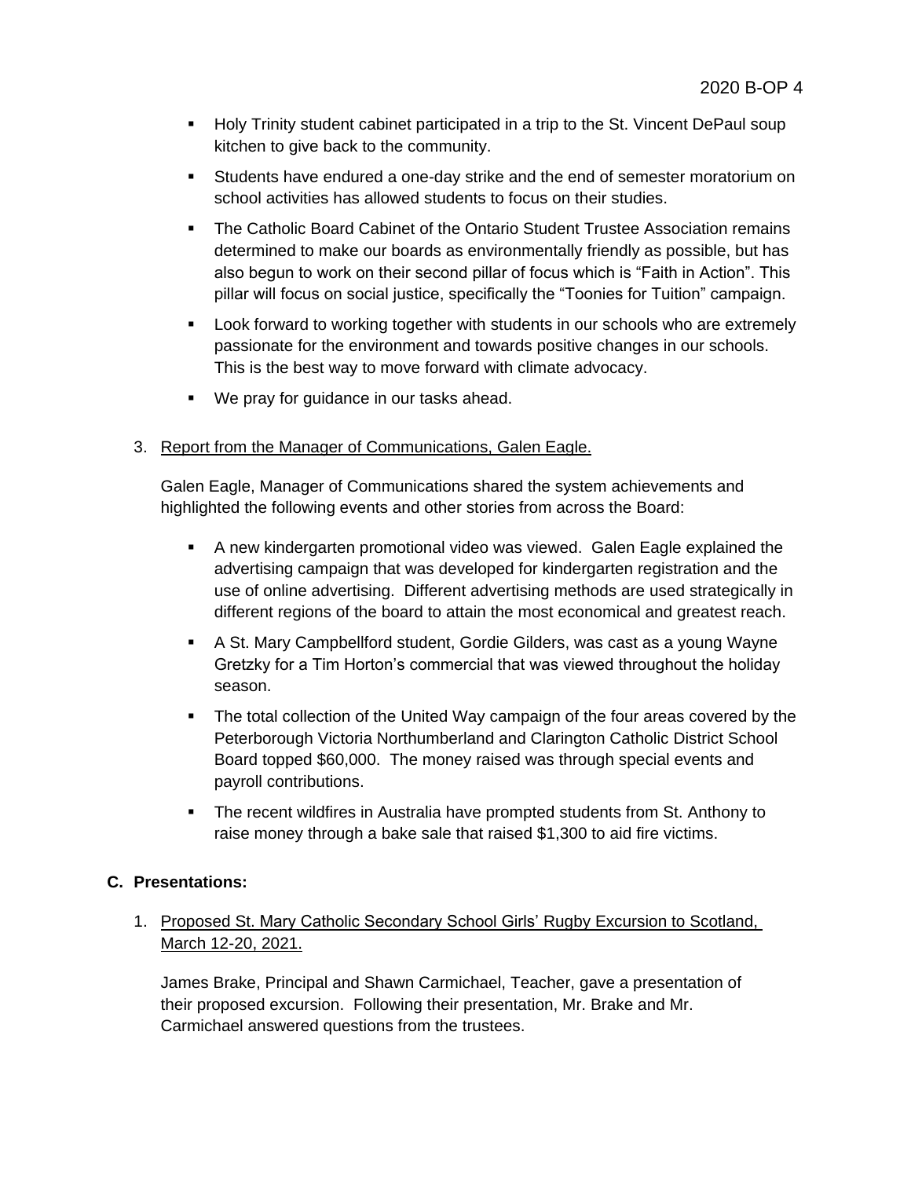- Holy Trinity student cabinet participated in a trip to the St. Vincent DePaul soup kitchen to give back to the community.
- Students have endured a one-day strike and the end of semester moratorium on school activities has allowed students to focus on their studies.
- The Catholic Board Cabinet of the Ontario Student Trustee Association remains determined to make our boards as environmentally friendly as possible, but has also begun to work on their second pillar of focus which is "Faith in Action". This pillar will focus on social justice, specifically the "Toonies for Tuition" campaign.
- Look forward to working together with students in our schools who are extremely passionate for the environment and towards positive changes in our schools. This is the best way to move forward with climate advocacy.
- We pray for guidance in our tasks ahead.

3. Report from the Manager of Communications, Galen Eagle.

   Galen Eagle, Manager of Communications shared the system achievements and highlighted the following events and other stories from across the Board:

   - A new kindergarten promotional video was viewed. Galen Eagle explained the advertising campaign that was developed for kindergarten registration and the use of online advertising. Different advertising methods are used strategically in different regions of the board to attain the most economical and greatest reach.
   - A St. Mary Campbellford student, Gordie Gilders, was cast as a young Wayne Gretzky for a Tim Horton's commercial that was viewed throughout the holiday season.
   - The total collection of the United Way campaign of the four areas covered by the Peterborough Victoria Northumberland and Clarington Catholic District School Board topped $60,000. The money raised was through special events and payroll contributions.
   - The recent wildfires in Australia have prompted students from St. Anthony to raise money through a bake sale that raised $1,300 to aid fire victims.

## C. Presentations:

1. Proposed St. Mary Catholic Secondary School Girls' Rugby Excursion to Scotland, March 12-20, 2021.

   James Brake, Principal and Shawn Carmichael, Teacher, gave a presentation of their proposed excursion. Following their presentation, Mr. Brake and Mr. Carmichael answered questions from the trustees.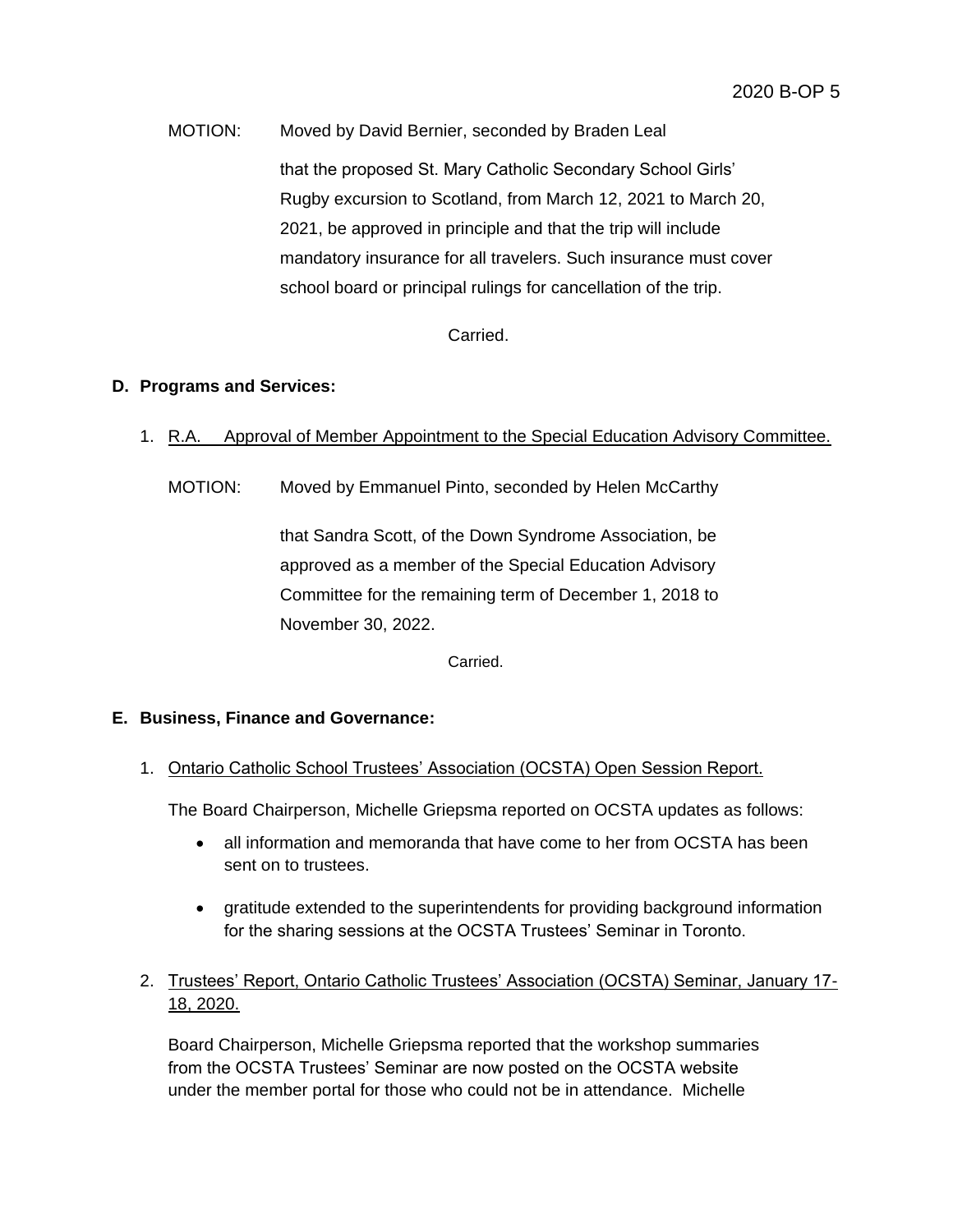MOTION: Moved by David Bernier, seconded by Braden Leal

that the proposed St. Mary Catholic Secondary School Girls' Rugby excursion to Scotland, from March 12, 2021 to March 20, 2021, be approved in principle and that the trip will include mandatory insurance for all travelers. Such insurance must cover school board or principal rulings for cancellation of the trip.

Carried.

**D. Programs and Services:**

1. R.A. Approval of Member Appointment to the Special Education Advisory Committee.

MOTION: Moved by Emmanuel Pinto, seconded by Helen McCarthy

that Sandra Scott, of the Down Syndrome Association, be approved as a member of the Special Education Advisory Committee for the remaining term of December 1, 2018 to November 30, 2022.

Carried.

**E. Business, Finance and Governance:**

1. Ontario Catholic School Trustees' Association (OCSTA) Open Session Report.

   The Board Chairperson, Michelle Griepsma reported on OCSTA updates as follows:

   - all information and memoranda that have come to her from OCSTA has been sent on to trustees.
   - gratitude extended to the superintendents for providing background information for the sharing sessions at the OCSTA Trustees' Seminar in Toronto.

2. Trustees' Report, Ontario Catholic Trustees' Association (OCSTA) Seminar, January 17-18, 2020.

   Board Chairperson, Michelle Griepsma reported that the workshop summaries from the OCSTA Trustees' Seminar are now posted on the OCSTA website under the member portal for those who could not be in attendance. Michelle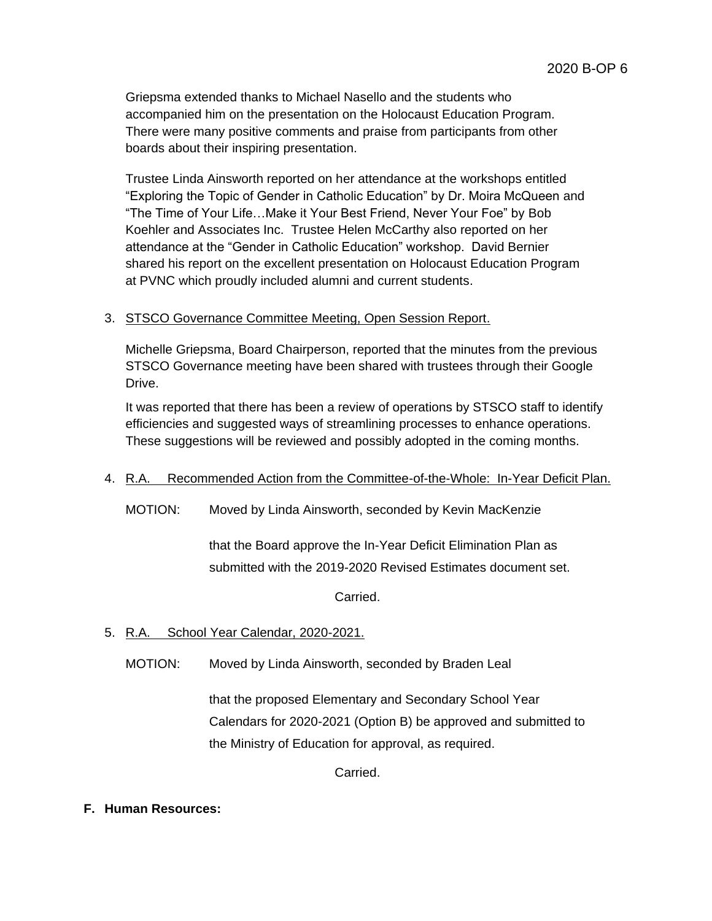Griepsma extended thanks to Michael Nasello and the students who accompanied him on the presentation on the Holocaust Education Program. There were many positive comments and praise from participants from other boards about their inspiring presentation.

Trustee Linda Ainsworth reported on her attendance at the workshops entitled "Exploring the Topic of Gender in Catholic Education" by Dr. Moira McQueen and "The Time of Your Life…Make it Your Best Friend, Never Your Foe" by Bob Koehler and Associates Inc. Trustee Helen McCarthy also reported on her attendance at the "Gender in Catholic Education" workshop. David Bernier shared his report on the excellent presentation on Holocaust Education Program at PVNC which proudly included alumni and current students.

3. STSCO Governance Committee Meeting, Open Session Report.

   Michelle Griepsma, Board Chairperson, reported that the minutes from the previous STSCO Governance meeting have been shared with trustees through their Google Drive.

   It was reported that there has been a review of operations by STSCO staff to identify efficiencies and suggested ways of streamlining processes to enhance operations. These suggestions will be reviewed and possibly adopted in the coming months.

4. R.A. Recommended Action from the Committee-of-the-Whole: In-Year Deficit Plan.

   MOTION: Moved by Linda Ainsworth, seconded by Kevin MacKenzie

   that the Board approve the In-Year Deficit Elimination Plan as submitted with the 2019-2020 Revised Estimates document set.

   Carried.

5. R.A. School Year Calendar, 2020-2021.

   MOTION: Moved by Linda Ainsworth, seconded by Braden Leal

   that the proposed Elementary and Secondary School Year Calendars for 2020-2021 (Option B) be approved and submitted to the Ministry of Education for approval, as required.

   Carried.

**F. Human Resources:**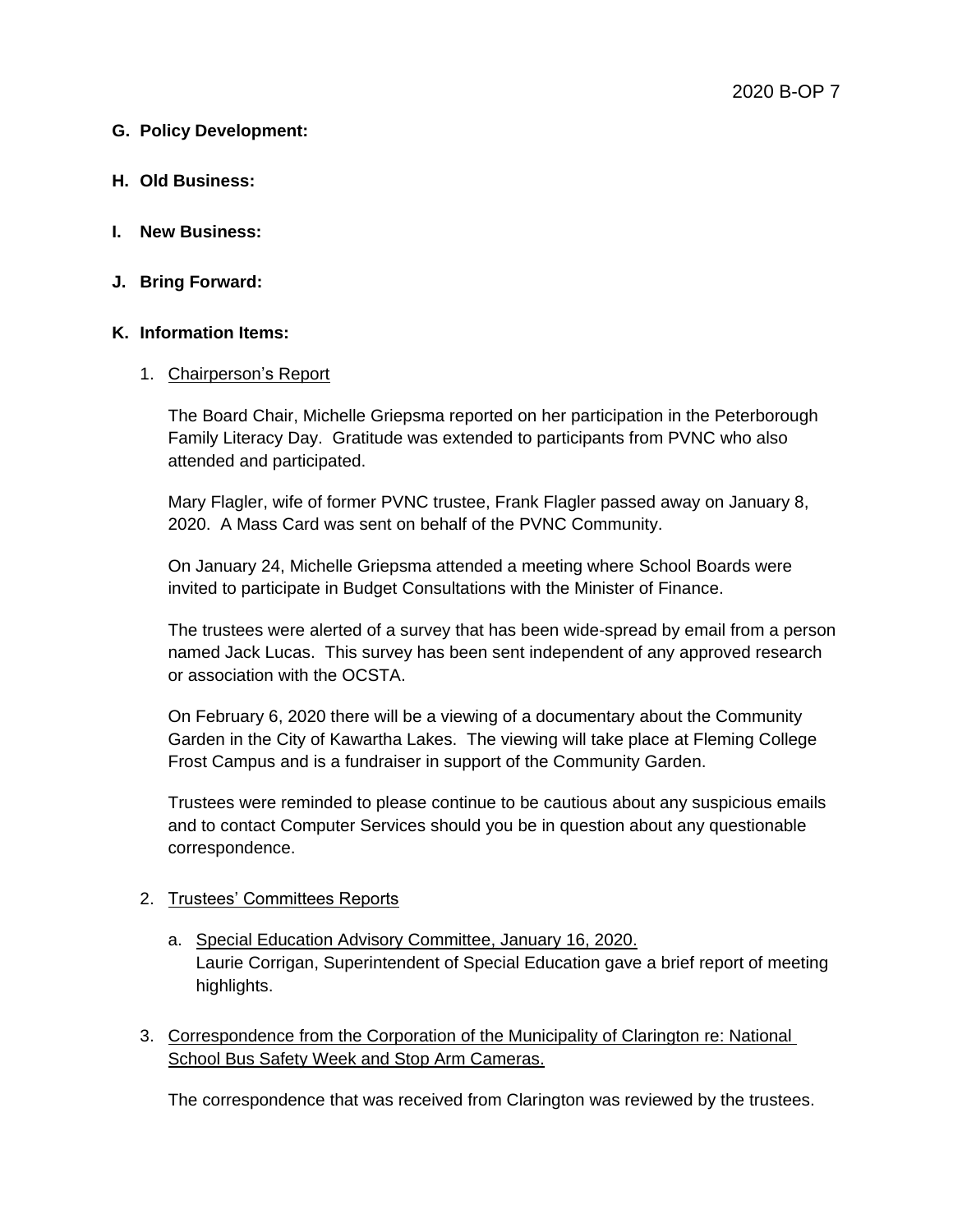**G. Policy Development:**

**H. Old Business:**

**I. New Business:**

**J. Bring Forward:**

**K. Information Items:**

1. Chairperson's Report

   The Board Chair, Michelle Griepsma reported on her participation in the Peterborough Family Literacy Day. Gratitude was extended to participants from PVNC who also attended and participated.

   Mary Flagler, wife of former PVNC trustee, Frank Flagler passed away on January 8, 2020. A Mass Card was sent on behalf of the PVNC Community.

   On January 24, Michelle Griepsma attended a meeting where School Boards were invited to participate in Budget Consultations with the Minister of Finance.

   The trustees were alerted of a survey that has been wide-spread by email from a person named Jack Lucas. This survey has been sent independent of any approved research or association with the OCSTA.

   On February 6, 2020 there will be a viewing of a documentary about the Community Garden in the City of Kawartha Lakes. The viewing will take place at Fleming College Frost Campus and is a fundraiser in support of the Community Garden.

   Trustees were reminded to please continue to be cautious about any suspicious emails and to contact Computer Services should you be in question about any questionable correspondence.

2. Trustees' Committees Reports

   a. Special Education Advisory Committee, January 16, 2020.
      Laurie Corrigan, Superintendent of Special Education gave a brief report of meeting highlights.

3. Correspondence from the Corporation of the Municipality of Clarington re: National School Bus Safety Week and Stop Arm Cameras.

   The correspondence that was received from Clarington was reviewed by the trustees.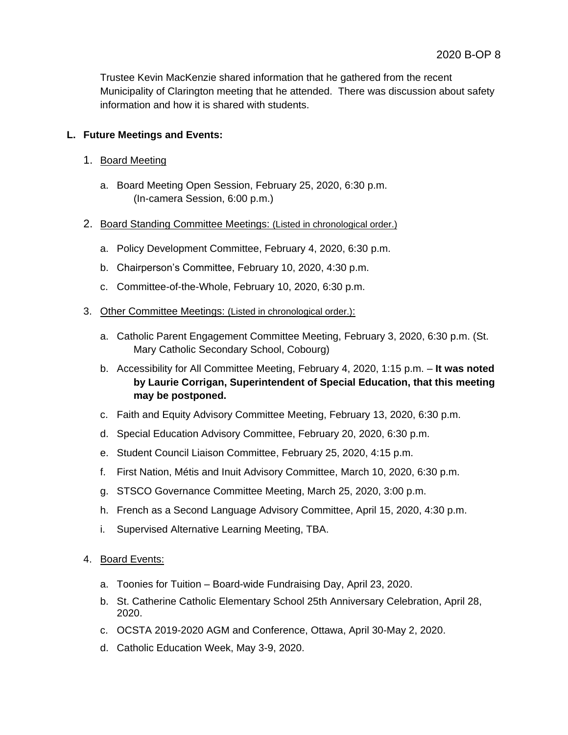Trustee Kevin MacKenzie shared information that he gathered from the recent Municipality of Clarington meeting that he attended. There was discussion about safety information and how it is shared with students.

**L. Future Meetings and Events:**

1. Board Meeting

   a. Board Meeting Open Session, February 25, 2020, 6:30 p.m. (In-camera Session, 6:00 p.m.)

2. Board Standing Committee Meetings: (Listed in chronological order.)

   a. Policy Development Committee, February 4, 2020, 6:30 p.m.

   b. Chairperson's Committee, February 10, 2020, 4:30 p.m.

   c. Committee-of-the-Whole, February 10, 2020, 6:30 p.m.

3. Other Committee Meetings: (Listed in chronological order.):

   a. Catholic Parent Engagement Committee Meeting, February 3, 2020, 6:30 p.m. (St. Mary Catholic Secondary School, Cobourg)

   b. Accessibility for All Committee Meeting, February 4, 2020, 1:15 p.m. – **It was noted by Laurie Corrigan, Superintendent of Special Education, that this meeting may be postponed.**

   c. Faith and Equity Advisory Committee Meeting, February 13, 2020, 6:30 p.m.

   d. Special Education Advisory Committee, February 20, 2020, 6:30 p.m.

   e. Student Council Liaison Committee, February 25, 2020, 4:15 p.m.

   f. First Nation, Métis and Inuit Advisory Committee, March 10, 2020, 6:30 p.m.

   g. STSCO Governance Committee Meeting, March 25, 2020, 3:00 p.m.

   h. French as a Second Language Advisory Committee, April 15, 2020, 4:30 p.m.

   i. Supervised Alternative Learning Meeting, TBA.

4. Board Events:

   a. Toonies for Tuition – Board-wide Fundraising Day, April 23, 2020.

   b. St. Catherine Catholic Elementary School 25th Anniversary Celebration, April 28, 2020.

   c. OCSTA 2019-2020 AGM and Conference, Ottawa, April 30-May 2, 2020.

   d. Catholic Education Week, May 3-9, 2020.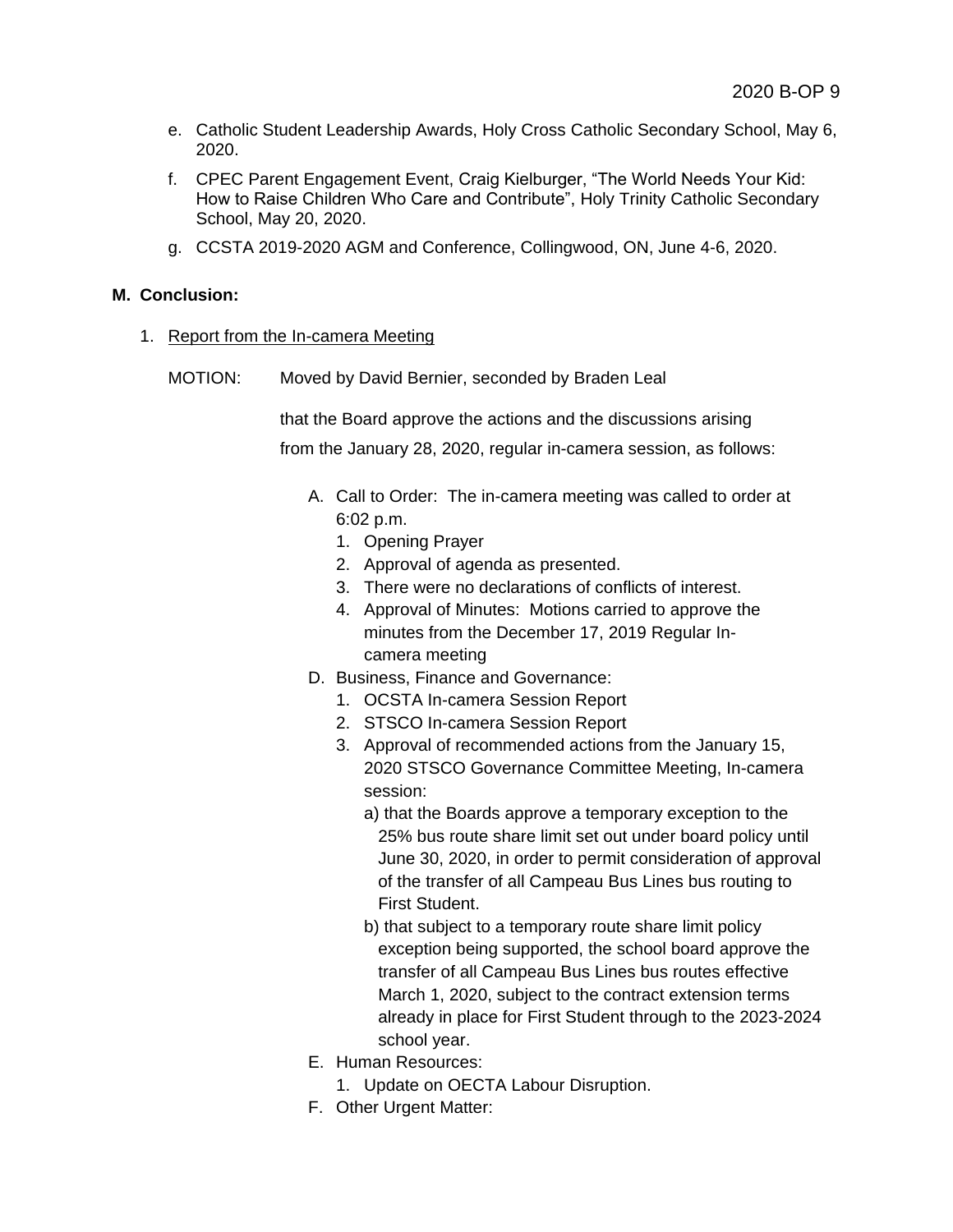e. Catholic Student Leadership Awards, Holy Cross Catholic Secondary School, May 6, 2020.

f. CPEC Parent Engagement Event, Craig Kielburger, “The World Needs Your Kid: How to Raise Children Who Care and Contribute”, Holy Trinity Catholic Secondary School, May 20, 2020.

g. CCSTA 2019-2020 AGM and Conference, Collingwood, ON, June 4-6, 2020.

## M. Conclusion:

1. Report from the In-camera Meeting

MOTION: Moved by David Bernier, seconded by Braden Leal

that the Board approve the actions and the discussions arising from the January 28, 2020, regular in-camera session, as follows:

A. Call to Order: The in-camera meeting was called to order at 6:02 p.m.
   1. Opening Prayer
   2. Approval of agenda as presented.
   3. There were no declarations of conflicts of interest.
   4. Approval of Minutes: Motions carried to approve the minutes from the December 17, 2019 Regular In-camera meeting

D. Business, Finance and Governance:
   1. OCSTA In-camera Session Report
   2. STSCO In-camera Session Report
   3. Approval of recommended actions from the January 15, 2020 STSCO Governance Committee Meeting, In-camera session:
      a) that the Boards approve a temporary exception to the 25% bus route share limit set out under board policy until June 30, 2020, in order to permit consideration of approval of the transfer of all Campeau Bus Lines bus routing to First Student.
      b) that subject to a temporary route share limit policy exception being supported, the school board approve the transfer of all Campeau Bus Lines bus routes effective March 1, 2020, subject to the contract extension terms already in place for First Student through to the 2023-2024 school year.

E. Human Resources:
   1. Update on OECTA Labour Disruption.

F. Other Urgent Matter: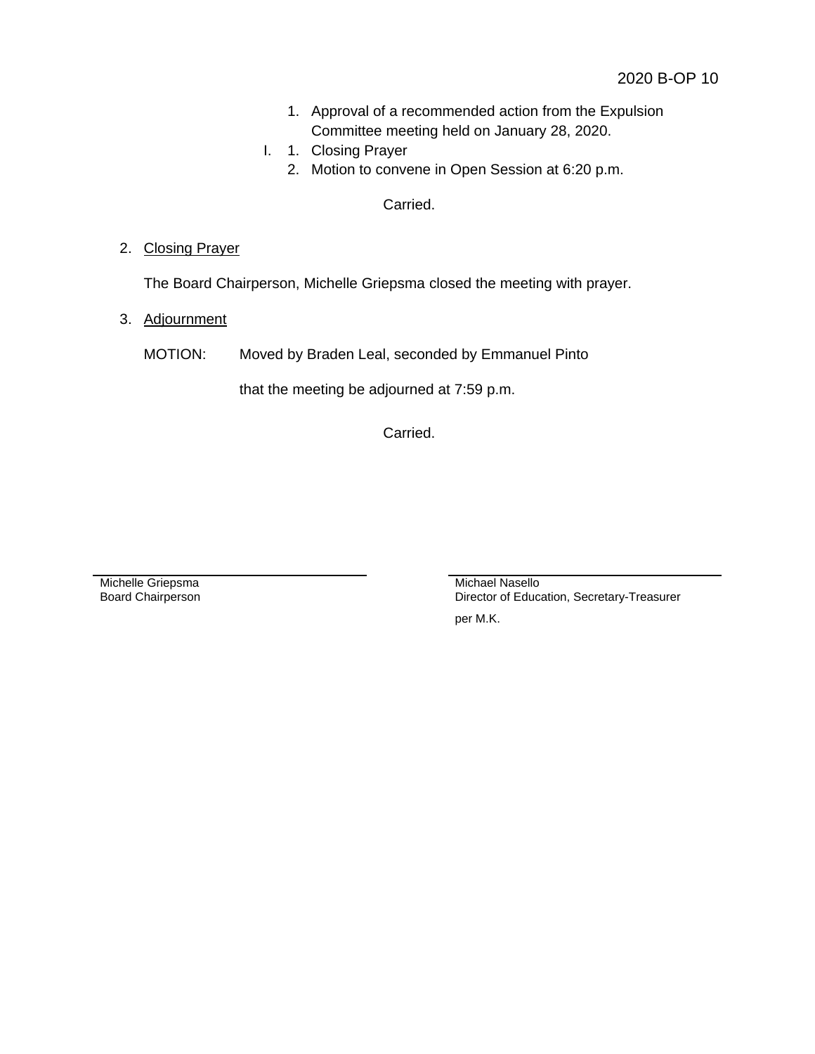1. Approval of a recommended action from the Expulsion Committee meeting held on January 28, 2020.

I. 1. Closing Prayer
   2. Motion to convene in Open Session at 6:20 p.m.

Carried.

2. Closing Prayer

The Board Chairperson, Michelle Griepsma closed the meeting with prayer.

3. Adjournment

MOTION: Moved by Braden Leal, seconded by Emmanuel Pinto

that the meeting be adjourned at 7:59 p.m.

Carried.

Michelle Griepsma
Board Chairperson

Michael Nasello
Director of Education, Secretary-Treasurer
per M.K.